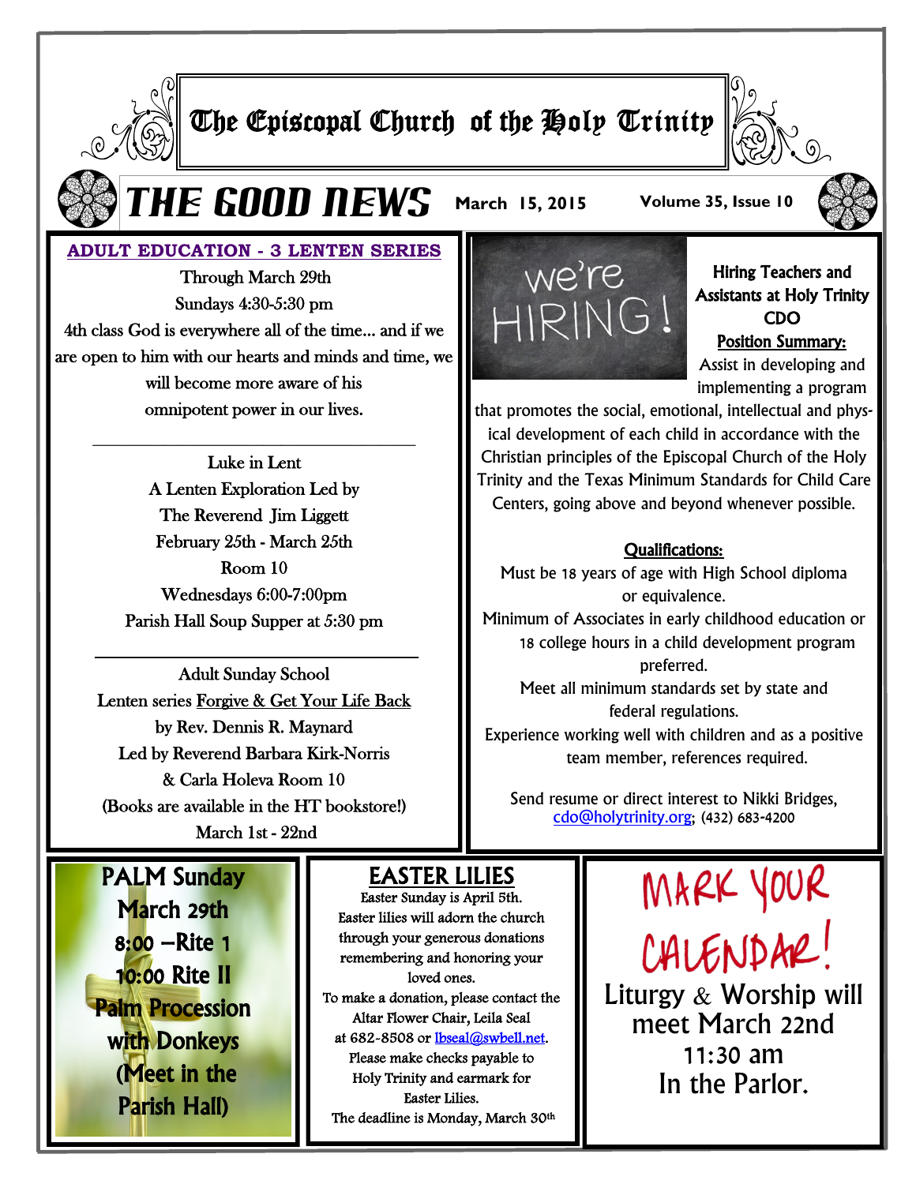# The Episcopal Church of the Holy Trinity

## THE GOOD NEWS

March 15, 2015 — Volume 35, Issue 10

### ADULT EDUCATION - 3 LENTEN SERIES

Through March 29th
Sundays 4:30-5:30 pm
4th class God is everywhere all of the time… and if we are open to him with our hearts and minds and time, we will become more aware of his omnipotent power in our lives.

---

Luke in Lent
A Lenten Exploration Led by
The Reverend Jim Liggett
February 25th - March 25th
Room 10
Wednesdays 6:00-7:00pm
Parish Hall Soup Supper at 5:30 pm

---

Adult Sunday School
Lenten series Forgive & Get Your Life Back
by Rev. Dennis R. Maynard
Led by Reverend Barbara Kirk-Norris
& Carla Holeva Room 10
(Books are available in the HT bookstore!)
March 1st - 22nd

### we're HIRING!

**Hiring Teachers and Assistants at Holy Trinity CDO**

**Position Summary:**

Assist in developing and implementing a program that promotes the social, emotional, intellectual and physical development of each child in accordance with the Christian principles of the Episcopal Church of the Holy Trinity and the Texas Minimum Standards for Child Care Centers, going above and beyond whenever possible.

**Qualifications:**

Must be 18 years of age with High School diploma or equivalence.
Minimum of Associates in early childhood education or 18 college hours in a child development program preferred.
Meet all minimum standards set by state and federal regulations.
Experience working well with children and as a positive team member, references required.

Send resume or direct interest to Nikki Bridges, cdo@holytrinity.org; (432) 683-4200

### PALM Sunday

March 29th
8:00 –Rite 1
10:00 Rite II
Palm Procession with Donkeys
(Meet in the Parish Hall)

### EASTER LILIES

Easter Sunday is April 5th.
Easter lilies will adorn the church through your generous donations remembering and honoring your loved ones.
To make a donation, please contact the Altar Flower Chair, Leila Seal at 682-8508 or lbseal@swbell.net.
Please make checks payable to Holy Trinity and earmark for Easter Lilies.
The deadline is Monday, March 30th

### MARK YOUR CALENDAR!

Liturgy & Worship will meet March 22nd
11:30 am
In the Parlor.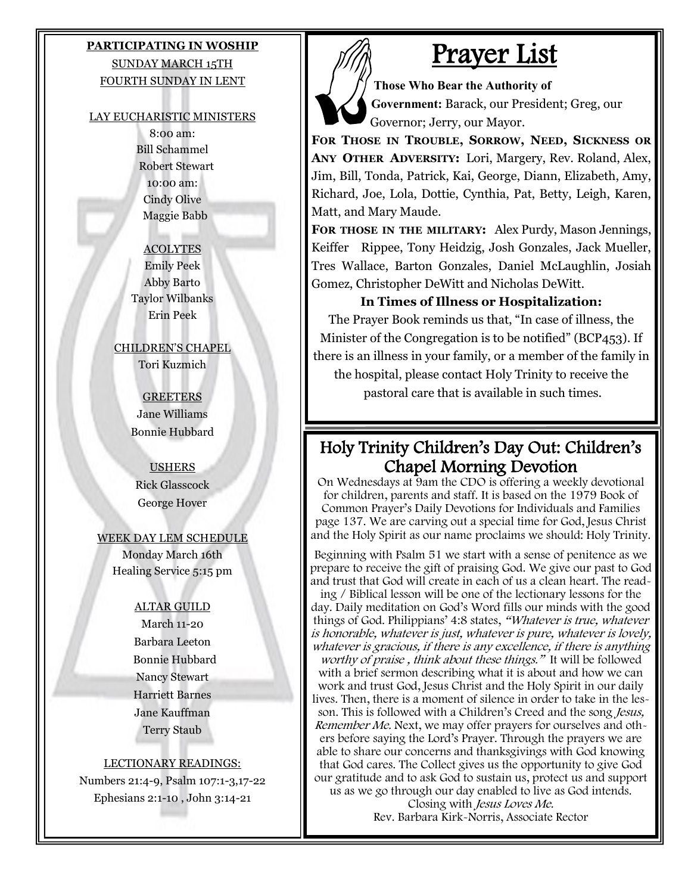**PARTICIPATING IN WOSHIP**

SUNDAY MARCH 15TH

FOURTH SUNDAY IN LENT

LAY EUCHARISTIC MINISTERS

8:00 am:
Bill Schammel
Robert Stewart

10:00 am:
Cindy Olive
Maggie Babb

ACOLYTES

Emily Peek
Abby Barto
Taylor Wilbanks
Erin Peek

CHILDREN'S CHAPEL

Tori Kuzmich

GREETERS

Jane Williams
Bonnie Hubbard

USHERS

Rick Glasscock
George Hover

WEEK DAY LEM SCHEDULE

Monday March 16th
Healing Service 5:15 pm

ALTAR GUILD

March 11-20
Barbara Leeton
Bonnie Hubbard
Nancy Stewart
Harriett Barnes
Jane Kauffman
Terry Staub

LECTIONARY READINGS:

Numbers 21:4-9, Psalm 107:1-3,17-22
Ephesians 2:1-10 , John 3:14-21

# Prayer List

**Those Who Bear the Authority of Government:** Barack, our President; Greg, our Governor; Jerry, our Mayor.

**For Those in Trouble, Sorrow, Need, Sickness or Any Other Adversity:** Lori, Margery, Rev. Roland, Alex, Jim, Bill, Tonda, Patrick, Kai, George, Diann, Elizabeth, Amy, Richard, Joe, Lola, Dottie, Cynthia, Pat, Betty, Leigh, Karen, Matt, and Mary Maude.

**For those in the military:** Alex Purdy, Mason Jennings, Keiffer Rippee, Tony Heidzig, Josh Gonzales, Jack Mueller, Tres Wallace, Barton Gonzales, Daniel McLaughlin, Josiah Gomez, Christopher DeWitt and Nicholas DeWitt.

**In Times of Illness or Hospitalization:**

The Prayer Book reminds us that, "In case of illness, the Minister of the Congregation is to be notified" (BCP453). If there is an illness in your family, or a member of the family in the hospital, please contact Holy Trinity to receive the pastoral care that is available in such times.

## Holy Trinity Children's Day Out: Children's Chapel Morning Devotion

On Wednesdays at 9am the CDO is offering a weekly devotional for children, parents and staff. It is based on the 1979 Book of Common Prayer's Daily Devotions for Individuals and Families page 137. We are carving out a special time for God, Jesus Christ and the Holy Spirit as our name proclaims we should: Holy Trinity.

Beginning with Psalm 51 we start with a sense of penitence as we prepare to receive the gift of praising God. We give our past to God and trust that God will create in each of us a clean heart. The reading / Biblical lesson will be one of the lectionary lessons for the day. Daily meditation on God's Word fills our minds with the good things of God. Philippians' 4:8 states, *"Whatever is true, whatever is honorable, whatever is just, whatever is pure, whatever is lovely, whatever is gracious, if there is any excellence, if there is anything worthy of praise , think about these things."* It will be followed with a brief sermon describing what it is about and how we can work and trust God, Jesus Christ and the Holy Spirit in our daily lives. Then, there is a moment of silence in order to take in the lesson. This is followed with a Children's Creed and the song *Jesus, Remember Me.* Next, we may offer prayers for ourselves and others before saying the Lord's Prayer. Through the prayers we are able to share our concerns and thanksgivings with God knowing that God cares. The Collect gives us the opportunity to give God our gratitude and to ask God to sustain us, protect us and support us as we go through our day enabled to live as God intends. Closing with *Jesus Loves Me.*

Rev. Barbara Kirk-Norris, Associate Rector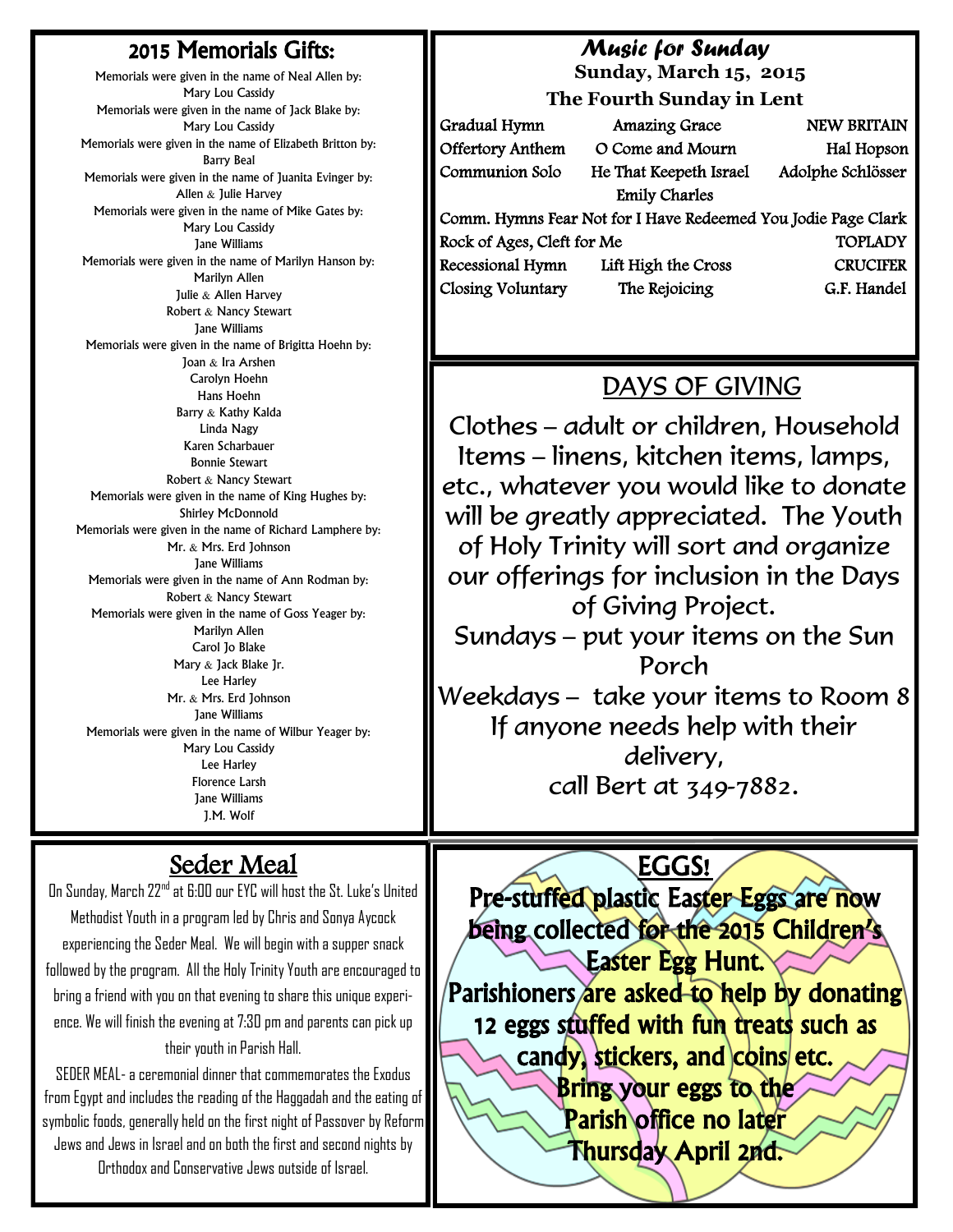## 2015 Memorials Gifts:

Memorials were given in the name of Neal Allen by:
Mary Lou Cassidy

Memorials were given in the name of Jack Blake by:
Mary Lou Cassidy

Memorials were given in the name of Elizabeth Britton by:
Barry Beal

Memorials were given in the name of Juanita Evinger by:
Allen & Julie Harvey

Memorials were given in the name of Mike Gates by:
Mary Lou Cassidy
Jane Williams

Memorials were given in the name of Marilyn Hanson by:
Marilyn Allen
Julie & Allen Harvey
Robert & Nancy Stewart
Jane Williams

Memorials were given in the name of Brigitta Hoehn by:
Joan & Ira Arshen
Carolyn Hoehn
Hans Hoehn
Barry & Kathy Kalda
Linda Nagy
Karen Scharbauer
Bonnie Stewart
Robert & Nancy Stewart

Memorials were given in the name of King Hughes by:
Shirley McDonnold

Memorials were given in the name of Richard Lamphere by:
Mr. & Mrs. Erd Johnson
Jane Williams

Memorials were given in the name of Ann Rodman by:
Robert & Nancy Stewart

Memorials were given in the name of Goss Yeager by:
Marilyn Allen
Carol Jo Blake
Mary & Jack Blake Jr.
Lee Harley
Mr. & Mrs. Erd Johnson
Jane Williams

Memorials were given in the name of Wilbur Yeager by:
Mary Lou Cassidy
Lee Harley
Florence Larsh
Jane Williams
J.M. Wolf

## *Music for Sunday*

**Sunday, March 15, 2015**

**The Fourth Sunday in Lent**

| | | |
|---|---|---|
| Gradual Hymn | Amazing Grace | NEW BRITAIN |
| Offertory Anthem | O Come and Mourn | Hal Hopson |
| Communion Solo | He That Keepeth Israel | Adolphe Schlösser |
| | Emily Charles | |

Comm. Hymns Fear Not for I Have Redeemed You Jodie Page Clark

| | | |
|---|---|---|
| Rock of Ages, Cleft for Me | | TOPLADY |
| Recessional Hymn | Lift High the Cross | CRUCIFER |
| Closing Voluntary | The Rejoicing | G.F. Handel |

## DAYS OF GIVING

Clothes – adult or children, Household Items – linens, kitchen items, lamps, etc., whatever you would like to donate will be greatly appreciated. The Youth of Holy Trinity will sort and organize our offerings for inclusion in the Days of Giving Project.

Sundays – put your items on the Sun Porch

Weekdays – take your items to Room 8

If anyone needs help with their delivery, call Bert at 349-7882.

## Seder Meal

On Sunday, March 22nd at 6:00 our EYC will host the St. Luke's United Methodist Youth in a program led by Chris and Sonya Aycock experiencing the Seder Meal. We will begin with a supper snack followed by the program. All the Holy Trinity Youth are encouraged to bring a friend with you on that evening to share this unique experience. We will finish the evening at 7:30 pm and parents can pick up their youth in Parish Hall.

SEDER MEAL- a ceremonial dinner that commemorates the Exodus from Egypt and includes the reading of the Haggadah and the eating of symbolic foods, generally held on the first night of Passover by Reform Jews and Jews in Israel and on both the first and second nights by Orthodox and Conservative Jews outside of Israel.

## EGGS!

**Pre-stuffed plastic Easter Eggs are now being collected for the 2015 Children's Easter Egg Hunt.**

**Parishioners are asked to help by donating 12 eggs stuffed with fun treats such as candy, stickers, and coins etc.**

**Bring your eggs to the Parish office no later Thursday April 2nd.**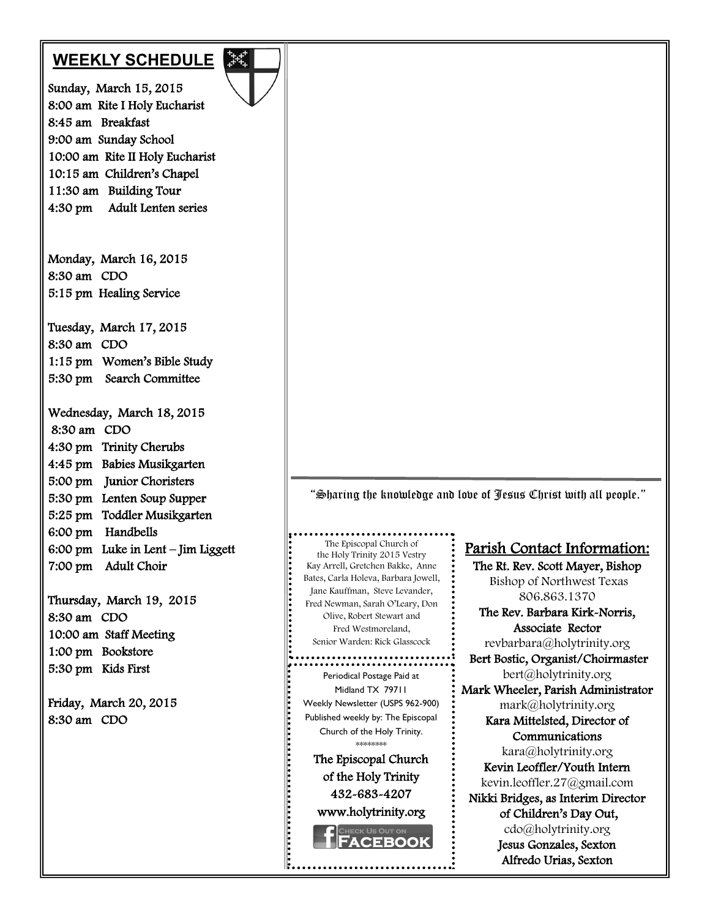## WEEKLY SCHEDULE

Sunday, March 15, 2015
8:00 am Rite I Holy Eucharist
8:45 am Breakfast
9:00 am Sunday School
10:00 am Rite II Holy Eucharist
10:15 am Children's Chapel
11:30 am Building Tour
4:30 pm Adult Lenten series

Monday, March 16, 2015
8:30 am CDO
5:15 pm Healing Service

Tuesday, March 17, 2015
8:30 am CDO
1:15 pm Women's Bible Study
5:30 pm Search Committee

Wednesday, March 18, 2015
8:30 am CDO
4:30 pm Trinity Cherubs
4:45 pm Babies Musikgarten
5:00 pm Junior Choristers
5:30 pm Lenten Soup Supper
5:25 pm Toddler Musikgarten
6:00 pm Handbells
6:00 pm Luke in Lent – Jim Liggett
7:00 pm Adult Choir

Thursday, March 19, 2015
8:30 am CDO
10:00 am Staff Meeting
1:00 pm Bookstore
5:30 pm Kids First

Friday, March 20, 2015
8:30 am CDO

"Sharing the knowledge and love of Jesus Christ with all people."

The Episcopal Church of the Holy Trinity 2015 Vestry
Kay Arrell, Gretchen Bakke, Anne Bates, Carla Holeva, Barbara Jowell, Jane Kauffman, Steve Levander, Fred Newman, Sarah O'Leary, Don Olive, Robert Stewart and Fred Westmoreland,
Senior Warden: Rick Glasscock

Periodical Postage Paid at Midland TX 79711
Weekly Newsletter (USPS 962-900)
Published weekly by: The Episcopal Church of the Holy Trinity.
********

**The Episcopal Church of the Holy Trinity**
**432-683-4207**
**www.holytrinity.org**

Check Us Out on FACEBOOK

## Parish Contact Information:

**The Rt. Rev. Scott Mayer, Bishop**
Bishop of Northwest Texas
806.863.1370

**The Rev. Barbara Kirk-Norris, Associate Rector**
revbarbara@holytrinity.org

**Bert Bostic, Organist/Choirmaster**
bert@holytrinity.org

**Mark Wheeler, Parish Administrator**
mark@holytrinity.org

**Kara Mittelsted, Director of Communications**
kara@holytrinity.org

**Kevin Leoffler/Youth Intern**
kevin.leoffler.27@gmail.com

**Nikki Bridges, as Interim Director of Children's Day Out,**
cdo@holytrinity.org

**Jesus Gonzales, Sexton**

**Alfredo Urias, Sexton**